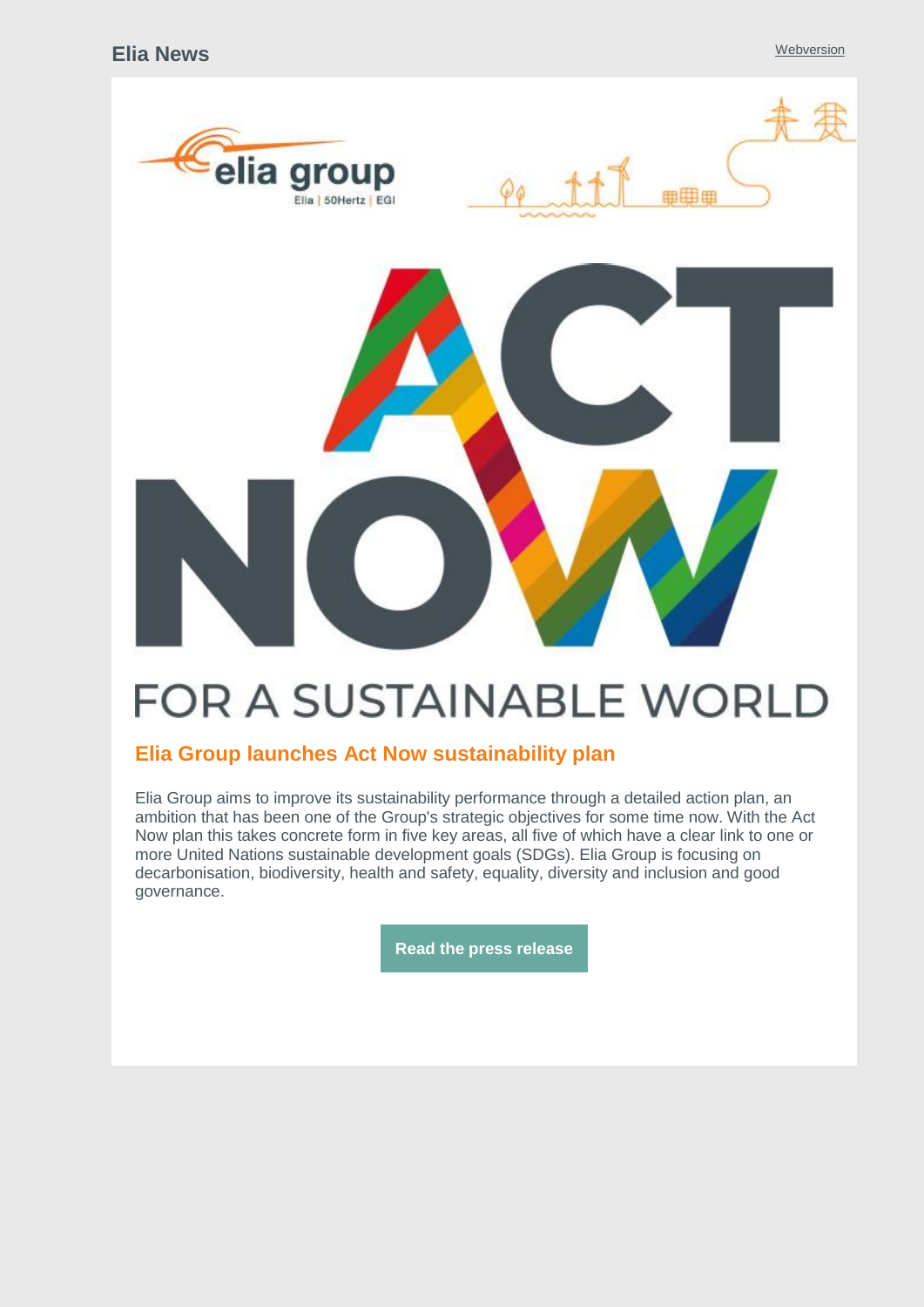Elia News

Webversion

elia group
Ella | 50Hertz | EGI

ACT NOW

FOR A SUSTAINABLE WORLD

## Elia Group launches Act Now sustainability plan

Elia Group aims to improve its sustainability performance through a detailed action plan, an ambition that has been one of the Group's strategic objectives for some time now. With the Act Now plan this takes concrete form in five key areas, all five of which have a clear link to one or more United Nations sustainable development goals (SDGs). Elia Group is focusing on decarbonisation, biodiversity, health and safety, equality, diversity and inclusion and good governance.

**Read the press release**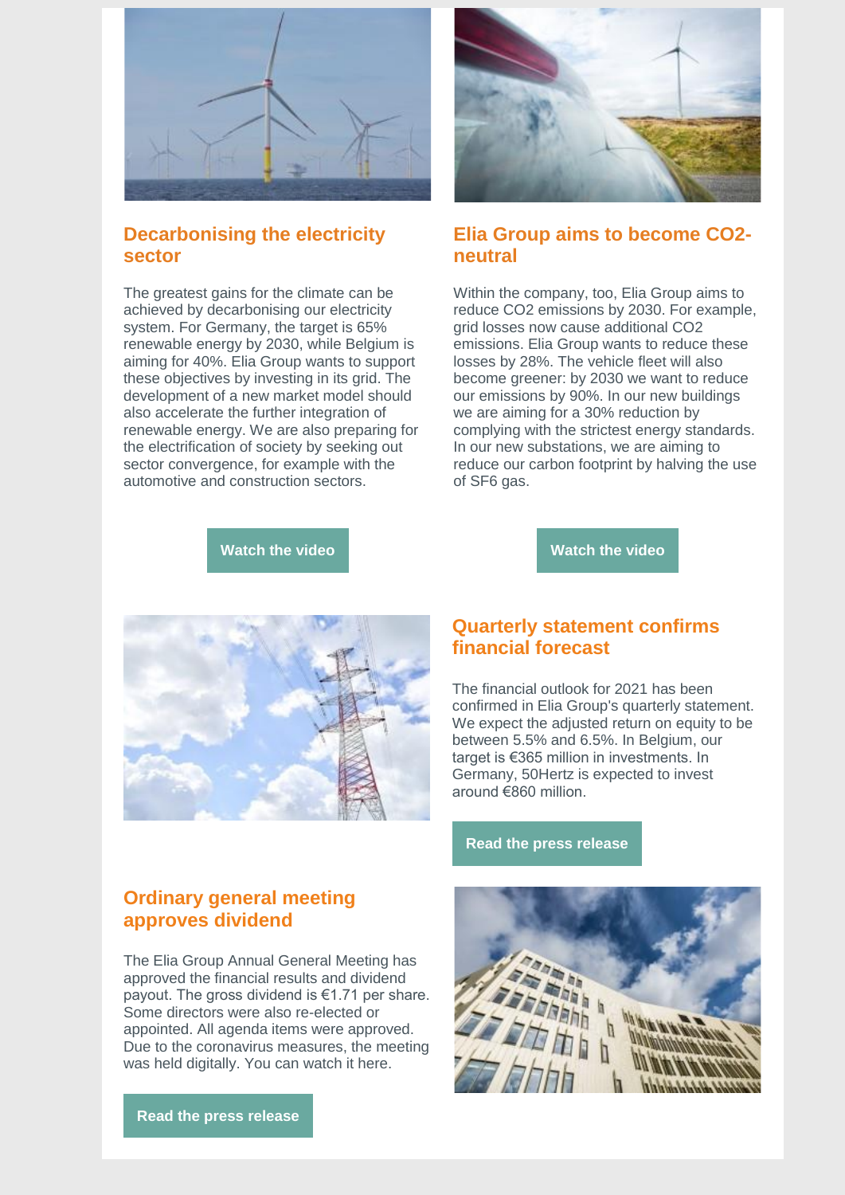## Decarbonising the electricity sector

The greatest gains for the climate can be achieved by decarbonising our electricity system. For Germany, the target is 65% renewable energy by 2030, while Belgium is aiming for 40%. Elia Group wants to support these objectives by investing in its grid. The development of a new market model should also accelerate the further integration of renewable energy. We are also preparing for the electrification of society by seeking out sector convergence, for example with the automotive and construction sectors.

**Watch the video**

## Elia Group aims to become CO2-neutral

Within the company, too, Elia Group aims to reduce CO2 emissions by 2030. For example, grid losses now cause additional CO2 emissions. Elia Group wants to reduce these losses by 28%. The vehicle fleet will also become greener: by 2030 we want to reduce our emissions by 90%. In our new buildings we are aiming for a 30% reduction by complying with the strictest energy standards. In our new substations, we are aiming to reduce our carbon footprint by halving the use of SF6 gas.

**Watch the video**

## Quarterly statement confirms financial forecast

The financial outlook for 2021 has been confirmed in Elia Group's quarterly statement. We expect the adjusted return on equity to be between 5.5% and 6.5%. In Belgium, our target is €365 million in investments. In Germany, 50Hertz is expected to invest around €860 million.

**Read the press release**

## Ordinary general meeting approves dividend

The Elia Group Annual General Meeting has approved the financial results and dividend payout. The gross dividend is €1.71 per share. Some directors were also re-elected or appointed. All agenda items were approved. Due to the coronavirus measures, the meeting was held digitally. You can watch it here.

**Read the press release**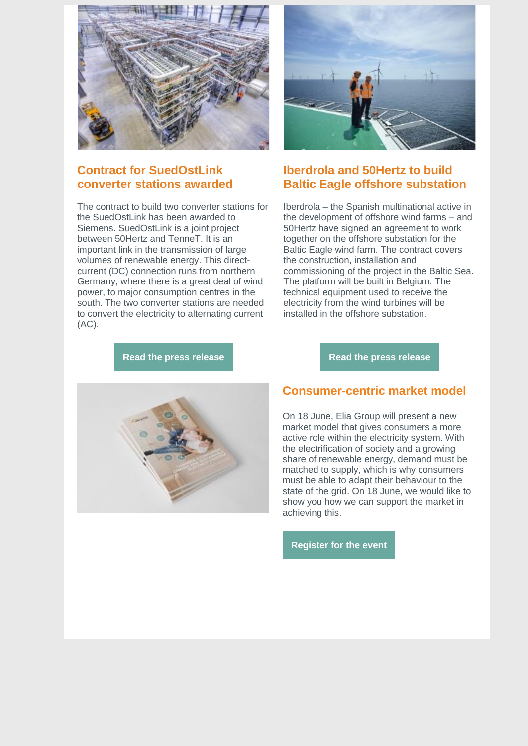## Contract for SuedOstLink converter stations awarded

The contract to build two converter stations for the SuedOstLink has been awarded to Siemens. SuedOstLink is a joint project between 50Hertz and TenneT. It is an important link in the transmission of large volumes of renewable energy. This direct-current (DC) connection runs from northern Germany, where there is a great deal of wind power, to major consumption centres in the south. The two converter stations are needed to convert the electricity to alternating current (AC).

Read the press release

## Iberdrola and 50Hertz to build Baltic Eagle offshore substation

Iberdrola – the Spanish multinational active in the development of offshore wind farms – and 50Hertz have signed an agreement to work together on the offshore substation for the Baltic Eagle wind farm. The contract covers the construction, installation and commissioning of the project in the Baltic Sea. The platform will be built in Belgium. The technical equipment used to receive the electricity from the wind turbines will be installed in the offshore substation.

Read the press release

## Consumer-centric market model

On 18 June, Elia Group will present a new market model that gives consumers a more active role within the electricity system. With the electrification of society and a growing share of renewable energy, demand must be matched to supply, which is why consumers must be able to adapt their behaviour to the state of the grid. On 18 June, we would like to show you how we can support the market in achieving this.

Register for the event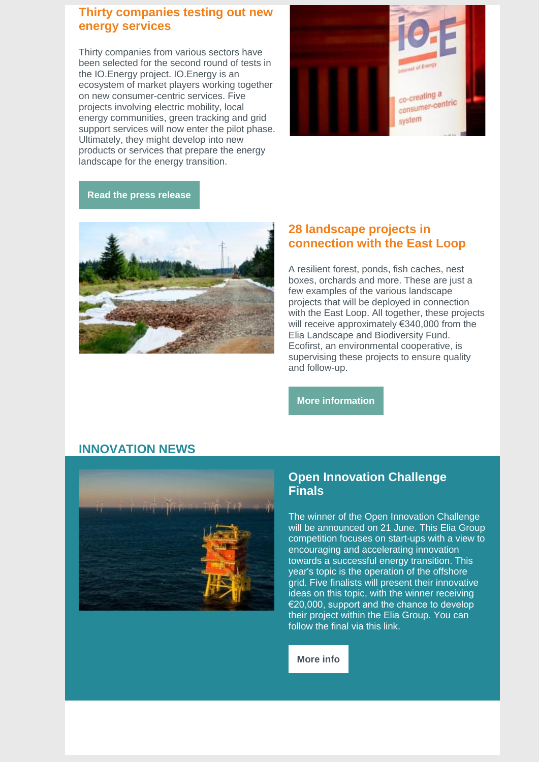## Thirty companies testing out new energy services

Thirty companies from various sectors have been selected for the second round of tests in the IO.Energy project. IO.Energy is an ecosystem of market players working together on new consumer-centric services. Five projects involving electric mobility, local energy communities, green tracking and grid support services will now enter the pilot phase. Ultimately, they might develop into new products or services that prepare the energy landscape for the energy transition.

**Read the press release**

## 28 landscape projects in connection with the East Loop

A resilient forest, ponds, fish caches, nest boxes, orchards and more. These are just a few examples of the various landscape projects that will be deployed in connection with the East Loop. All together, these projects will receive approximately €340,000 from the Elia Landscape and Biodiversity Fund. Ecofirst, an environmental cooperative, is supervising these projects to ensure quality and follow-up.

**More information**

# INNOVATION NEWS

## Open Innovation Challenge Finals

The winner of the Open Innovation Challenge will be announced on 21 June. This Elia Group competition focuses on start-ups with a view to encouraging and accelerating innovation towards a successful energy transition. This year's topic is the operation of the offshore grid. Five finalists will present their innovative ideas on this topic, with the winner receiving €20,000, support and the chance to develop their project within the Elia Group. You can follow the final via this link.

**More info**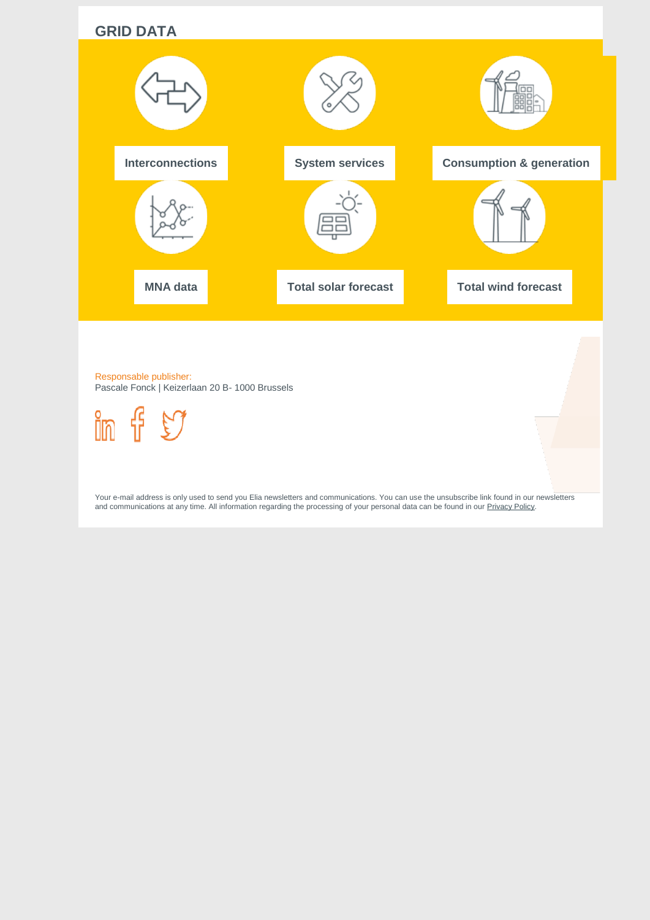## GRID DATA

Interconnections

System services

Consumption & generation

MNA data

Total solar forecast

Total wind forecast

Responsable publisher:
Pascale Fonck | Keizerlaan 20 B- 1000 Brussels

Your e-mail address is only used to send you Elia newsletters and communications. You can use the unsubscribe link found in our newsletters and communications at any time. All information regarding the processing of your personal data can be found in our Privacy Policy.